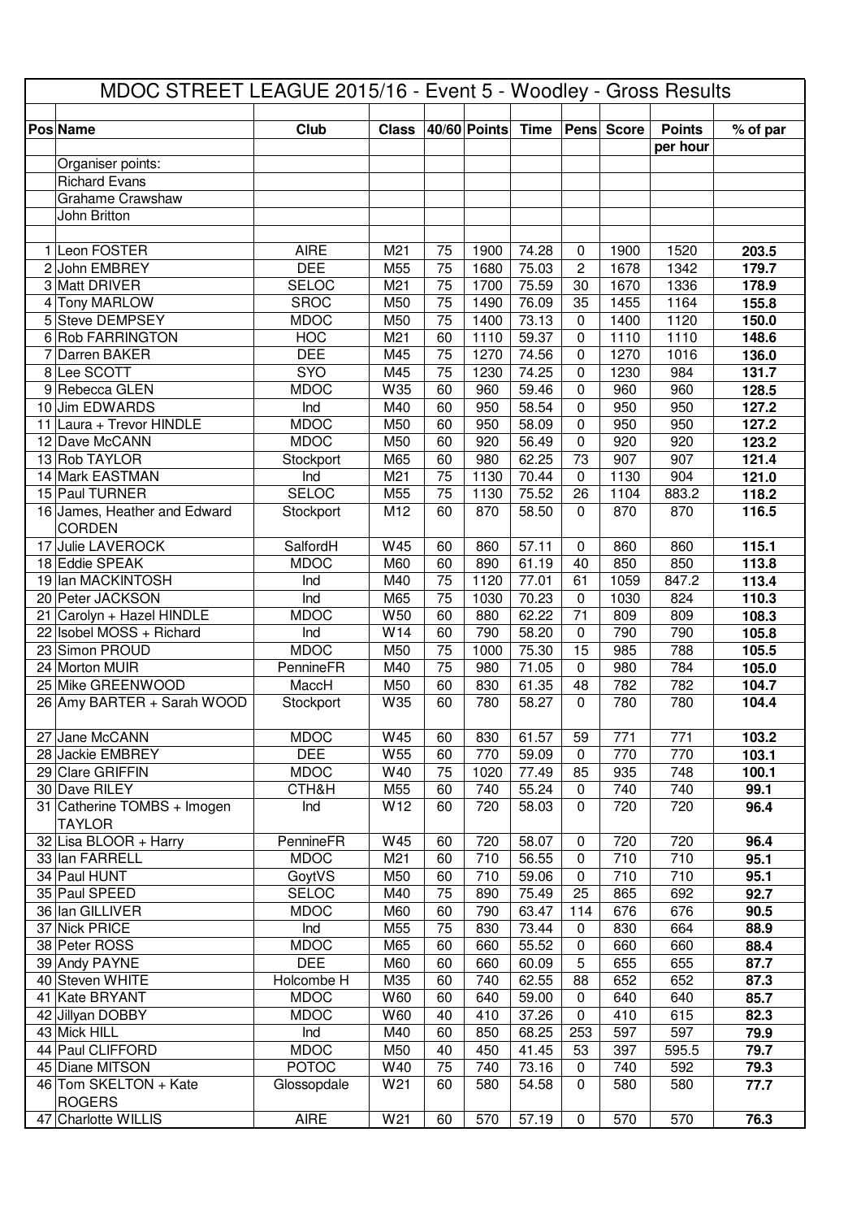# MDOC STREET LEAGUE 2015/16 - Event 5 - Woodley - Gross Results

| Pos | Name | Club | Class | 40/60 | Points | Time | Pens | Score | Points per hour | % of par |
|---|---|---|---|---|---|---|---|---|---|---|
| | Organiser points: | | | | | | | | | |
| | Richard Evans | | | | | | | | | |
| | Grahame Crawshaw | | | | | | | | | |
| | John Britton | | | | | | | | | |
| 1 | Leon FOSTER | AIRE | M21 | 75 | 1900 | 74.28 | 0 | 1900 | 1520 | **203.5** |
| 2 | John EMBREY | DEE | M55 | 75 | 1680 | 75.03 | 2 | 1678 | 1342 | **179.7** |
| 3 | Matt DRIVER | SELOC | M21 | 75 | 1700 | 75.59 | 30 | 1670 | 1336 | **178.9** |
| 4 | Tony MARLOW | SROC | M50 | 75 | 1490 | 76.09 | 35 | 1455 | 1164 | **155.8** |
| 5 | Steve DEMPSEY | MDOC | M50 | 75 | 1400 | 73.13 | 0 | 1400 | 1120 | **150.0** |
| 6 | Rob FARRINGTON | HOC | M21 | 60 | 1110 | 59.37 | 0 | 1110 | 1110 | **148.6** |
| 7 | Darren BAKER | DEE | M45 | 75 | 1270 | 74.56 | 0 | 1270 | 1016 | **136.0** |
| 8 | Lee SCOTT | SYO | M45 | 75 | 1230 | 74.25 | 0 | 1230 | 984 | **131.7** |
| 9 | Rebecca GLEN | MDOC | W35 | 60 | 960 | 59.46 | 0 | 960 | 960 | **128.5** |
| 10 | Jim EDWARDS | Ind | M40 | 60 | 950 | 58.54 | 0 | 950 | 950 | **127.2** |
| 11 | Laura + Trevor HINDLE | MDOC | M50 | 60 | 950 | 58.09 | 0 | 950 | 950 | **127.2** |
| 12 | Dave McCANN | MDOC | M50 | 60 | 920 | 56.49 | 0 | 920 | 920 | **123.2** |
| 13 | Rob TAYLOR | Stockport | M65 | 60 | 980 | 62.25 | 73 | 907 | 907 | **121.4** |
| 14 | Mark EASTMAN | Ind | M21 | 75 | 1130 | 70.44 | 0 | 1130 | 904 | **121.0** |
| 15 | Paul TURNER | SELOC | M55 | 75 | 1130 | 75.52 | 26 | 1104 | 883.2 | **118.2** |
| 16 | James, Heather and Edward CORDEN | Stockport | M12 | 60 | 870 | 58.50 | 0 | 870 | 870 | **116.5** |
| 17 | Julie LAVEROCK | SalfordH | W45 | 60 | 860 | 57.11 | 0 | 860 | 860 | **115.1** |
| 18 | Eddie SPEAK | MDOC | M60 | 60 | 890 | 61.19 | 40 | 850 | 850 | **113.8** |
| 19 | Ian MACKINTOSH | Ind | M40 | 75 | 1120 | 77.01 | 61 | 1059 | 847.2 | **113.4** |
| 20 | Peter JACKSON | Ind | M65 | 75 | 1030 | 70.23 | 0 | 1030 | 824 | **110.3** |
| 21 | Carolyn + Hazel HINDLE | MDOC | W50 | 60 | 880 | 62.22 | 71 | 809 | 809 | **108.3** |
| 22 | Isobel MOSS + Richard | Ind | W14 | 60 | 790 | 58.20 | 0 | 790 | 790 | **105.8** |
| 23 | Simon PROUD | MDOC | M50 | 75 | 1000 | 75.30 | 15 | 985 | 788 | **105.5** |
| 24 | Morton MUIR | PennineFR | M40 | 75 | 980 | 71.05 | 0 | 980 | 784 | **105.0** |
| 25 | Mike GREENWOOD | MaccH | M50 | 60 | 830 | 61.35 | 48 | 782 | 782 | **104.7** |
| 26 | Amy BARTER + Sarah WOOD | Stockport | W35 | 60 | 780 | 58.27 | 0 | 780 | 780 | **104.4** |
| 27 | Jane McCANN | MDOC | W45 | 60 | 830 | 61.57 | 59 | 771 | 771 | **103.2** |
| 28 | Jackie EMBREY | DEE | W55 | 60 | 770 | 59.09 | 0 | 770 | 770 | **103.1** |
| 29 | Clare GRIFFIN | MDOC | W40 | 75 | 1020 | 77.49 | 85 | 935 | 748 | **100.1** |
| 30 | Dave RILEY | CTH&H | M55 | 60 | 740 | 55.24 | 0 | 740 | 740 | **99.1** |
| 31 | Catherine TOMBS + Imogen TAYLOR | Ind | W12 | 60 | 720 | 58.03 | 0 | 720 | 720 | **96.4** |
| 32 | Lisa BLOOR + Harry | PennineFR | W45 | 60 | 720 | 58.07 | 0 | 720 | 720 | **96.4** |
| 33 | Ian FARRELL | MDOC | M21 | 60 | 710 | 56.55 | 0 | 710 | 710 | **95.1** |
| 34 | Paul HUNT | GoytVS | M50 | 60 | 710 | 59.06 | 0 | 710 | 710 | **95.1** |
| 35 | Paul SPEED | SELOC | M40 | 75 | 890 | 75.49 | 25 | 865 | 692 | **92.7** |
| 36 | Ian GILLIVER | MDOC | M60 | 60 | 790 | 63.47 | 114 | 676 | 676 | **90.5** |
| 37 | Nick PRICE | Ind | M55 | 75 | 830 | 73.44 | 0 | 830 | 664 | **88.9** |
| 38 | Peter ROSS | MDOC | M65 | 60 | 660 | 55.52 | 0 | 660 | 660 | **88.4** |
| 39 | Andy PAYNE | DEE | M60 | 60 | 660 | 60.09 | 5 | 655 | 655 | **87.7** |
| 40 | Steven WHITE | Holcombe H | M35 | 60 | 740 | 62.55 | 88 | 652 | 652 | **87.3** |
| 41 | Kate BRYANT | MDOC | W60 | 60 | 640 | 59.00 | 0 | 640 | 640 | **85.7** |
| 42 | Jillyan DOBBY | MDOC | W60 | 40 | 410 | 37.26 | 0 | 410 | 615 | **82.3** |
| 43 | Mick HILL | Ind | M40 | 60 | 850 | 68.25 | 253 | 597 | 597 | **79.9** |
| 44 | Paul CLIFFORD | MDOC | M50 | 40 | 450 | 41.45 | 53 | 397 | 595.5 | **79.7** |
| 45 | Diane MITSON | POTOC | W40 | 75 | 740 | 73.16 | 0 | 740 | 592 | **79.3** |
| 46 | Tom SKELTON + Kate ROGERS | Glossopdale | W21 | 60 | 580 | 54.58 | 0 | 580 | 580 | **77.7** |
| 47 | Charlotte WILLIS | AIRE | W21 | 60 | 570 | 57.19 | 0 | 570 | 570 | **76.3** |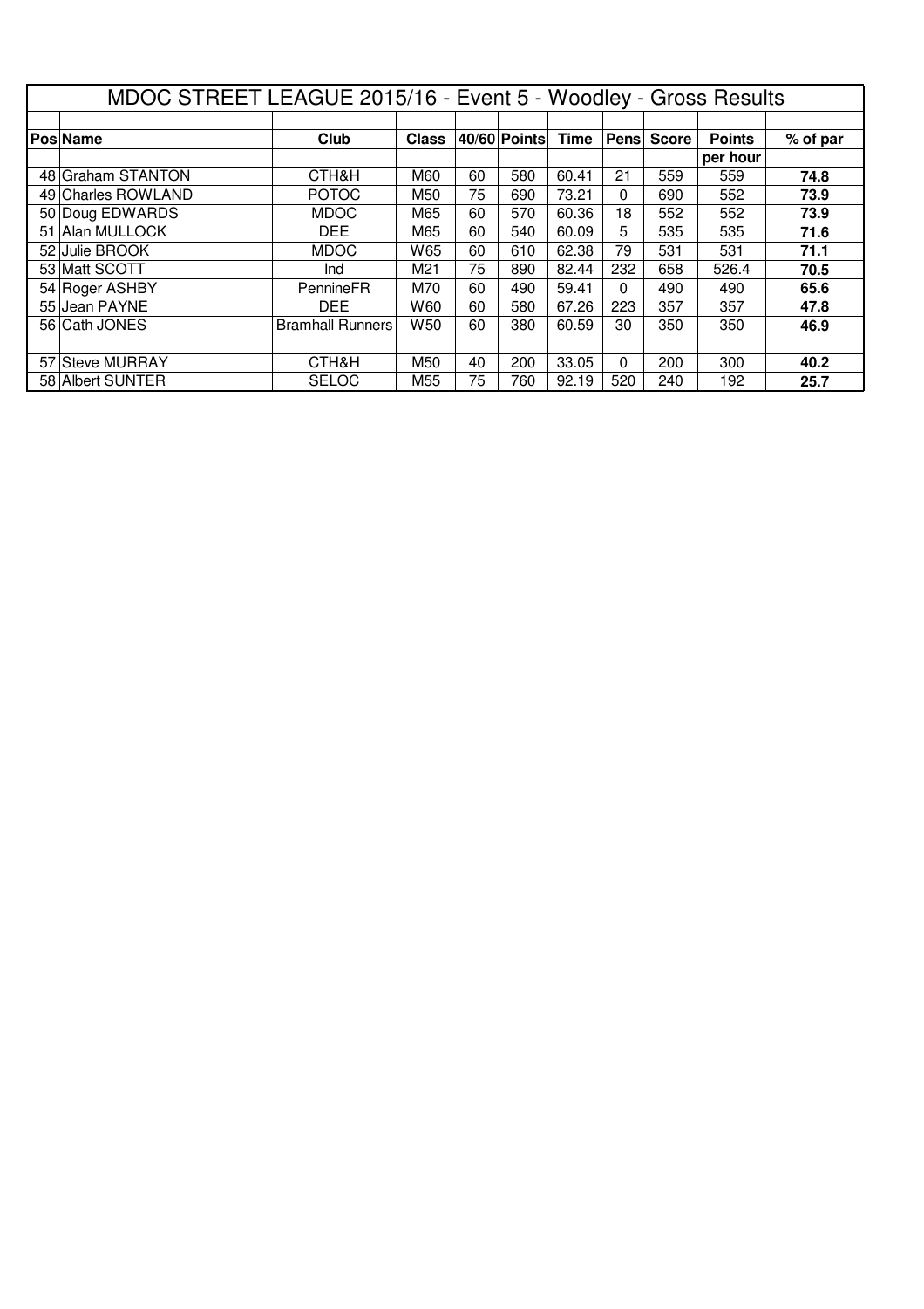# MDOC STREET LEAGUE 2015/16 - Event 5 - Woodley - Gross Results

| Pos | Name | Club | Class | 40/60 | Points | Time | Pens | Score | Points per hour | % of par |
|---|---|---|---|---|---|---|---|---|---|---|
| 48 | Graham STANTON | CTH&H | M60 | 60 | 580 | 60.41 | 21 | 559 | 559 | **74.8** |
| 49 | Charles ROWLAND | POTOC | M50 | 75 | 690 | 73.21 | 0 | 690 | 552 | **73.9** |
| 50 | Doug EDWARDS | MDOC | M65 | 60 | 570 | 60.36 | 18 | 552 | 552 | **73.9** |
| 51 | Alan MULLOCK | DEE | M65 | 60 | 540 | 60.09 | 5 | 535 | 535 | **71.6** |
| 52 | Julie BROOK | MDOC | W65 | 60 | 610 | 62.38 | 79 | 531 | 531 | **71.1** |
| 53 | Matt SCOTT | Ind | M21 | 75 | 890 | 82.44 | 232 | 658 | 526.4 | **70.5** |
| 54 | Roger ASHBY | PennineFR | M70 | 60 | 490 | 59.41 | 0 | 490 | 490 | **65.6** |
| 55 | Jean PAYNE | DEE | W60 | 60 | 580 | 67.26 | 223 | 357 | 357 | **47.8** |
| 56 | Cath JONES | Bramhall Runners | W50 | 60 | 380 | 60.59 | 30 | 350 | 350 | **46.9** |
| 57 | Steve MURRAY | CTH&H | M50 | 40 | 200 | 33.05 | 0 | 200 | 300 | **40.2** |
| 58 | Albert SUNTER | SELOC | M55 | 75 | 760 | 92.19 | 520 | 240 | 192 | **25.7** |